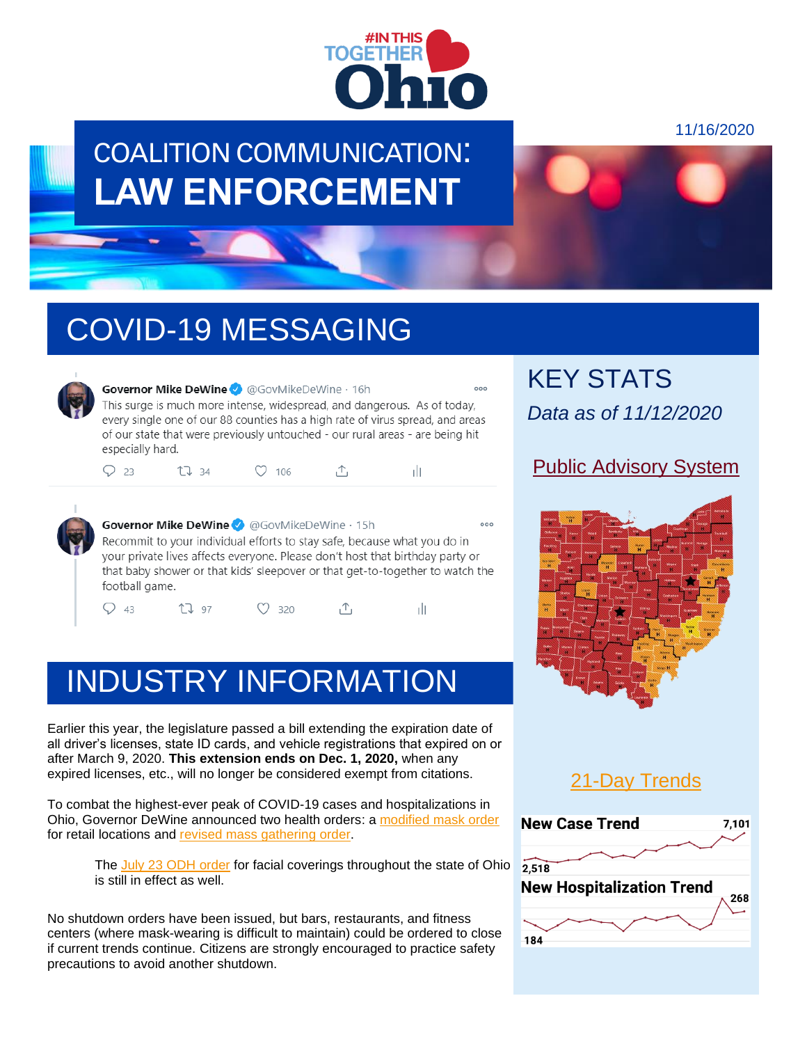#IN THIS TOGETHER Ohio

11/16/2020

# COALITION COMMUNICATION: LAW ENFORCEMENT

## COVID-19 MESSAGING

**Governor Mike DeWine** @GovMikeDeWine · 16h

This surge is much more intense, widespread, and dangerous. As of today, every single one of our 88 counties has a high rate of virus spread, and areas of our state that were previously untouched - our rural areas - are being hit especially hard.

23 34 106

**Governor Mike DeWine** @GovMikeDeWine · 15h

Recommit to your individual efforts to stay safe, because what you do in your private lives affects everyone. Please don't host that birthday party or that baby shower or that kids' sleepover or that get-to-gether to watch the football game.

43 97 320

## INDUSTRY INFORMATION

Earlier this year, the legislature passed a bill extending the expiration date of all driver's licenses, state ID cards, and vehicle registrations that expired on or after March 9, 2020. **This extension ends on Dec. 1, 2020,** when any expired licenses, etc., will no longer be considered exempt from citations.

To combat the highest-ever peak of COVID-19 cases and hospitalizations in Ohio, Governor DeWine announced two health orders: a modified mask order for retail locations and revised mass gathering order.

> The July 23 ODH order for facial coverings throughout the state of Ohio is still in effect as well.

No shutdown orders have been issued, but bars, restaurants, and fitness centers (where mask-wearing is difficult to maintain) could be ordered to close if current trends continue. Citizens are strongly encouraged to practice safety precautions to avoid another shutdown.

## KEY STATS

*Data as of 11/12/2020*

### Public Advisory System

### 21-Day Trends

**New Case Trend**

2,518 – 7,101

**New Hospitalization Trend**

184 – 268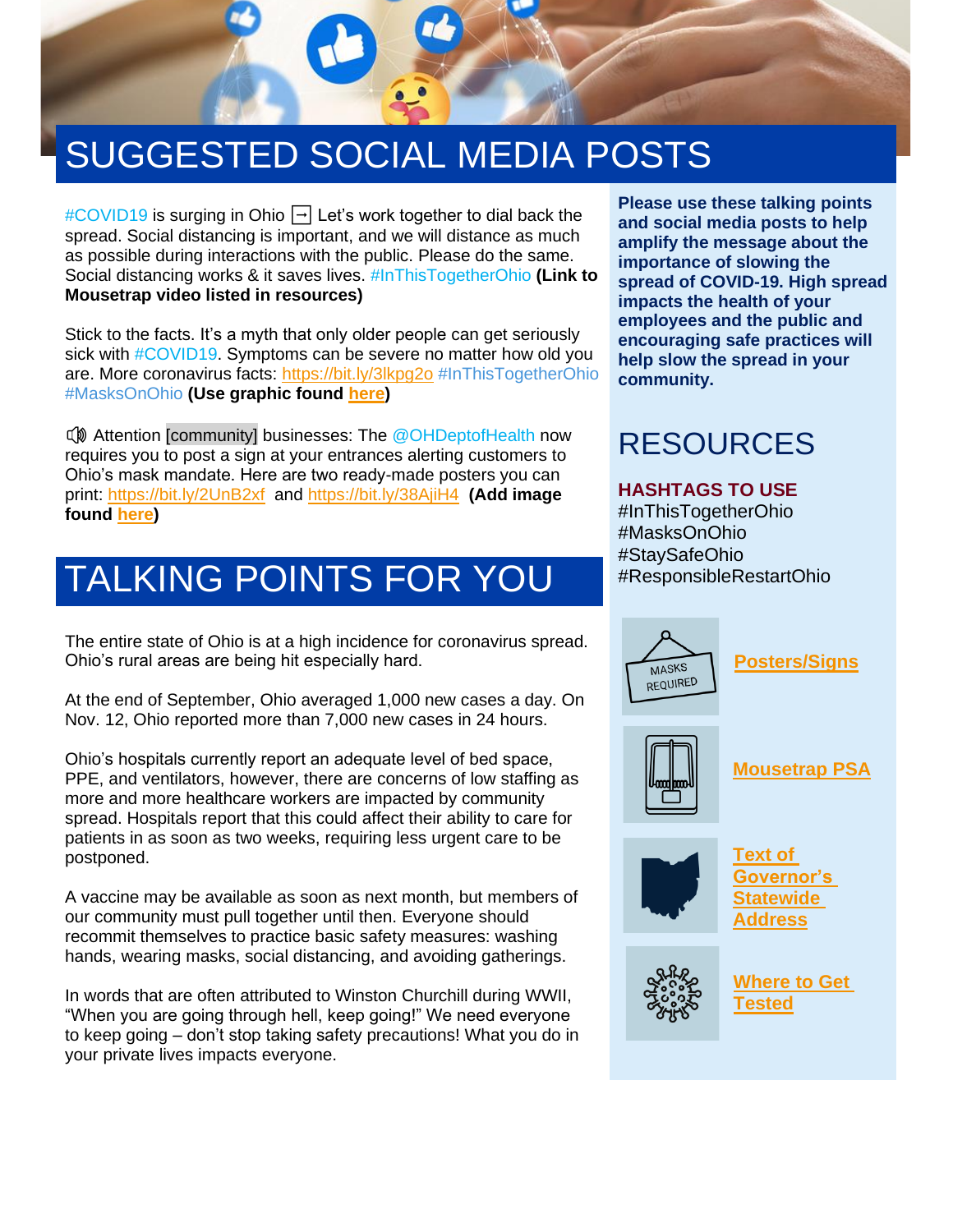# SUGGESTED SOCIAL MEDIA POSTS

#COVID19 is surging in Ohio ➡ Let's work together to dial back the spread. Social distancing is important, and we will distance as much as possible during interactions with the public. Please do the same. Social distancing works & it saves lives. #InThisTogetherOhio **(Link to Mousetrap video listed in resources)**

Stick to the facts. It's a myth that only older people can get seriously sick with #COVID19. Symptoms can be severe no matter how old you are. More coronavirus facts: https://bit.ly/3lkpg2o #InThisTogetherOhio #MasksOnOhio **(Use graphic found here)**

🔊 Attention [community] businesses: The @OHDeptofHealth now requires you to post a sign at your entrances alerting customers to Ohio's mask mandate. Here are two ready-made posters you can print: https://bit.ly/2UnB2xf and https://bit.ly/38AjiH4 **(Add image found here)**

# TALKING POINTS FOR YOU

The entire state of Ohio is at a high incidence for coronavirus spread. Ohio's rural areas are being hit especially hard.

At the end of September, Ohio averaged 1,000 new cases a day. On Nov. 12, Ohio reported more than 7,000 new cases in 24 hours.

Ohio's hospitals currently report an adequate level of bed space, PPE, and ventilators, however, there are concerns of low staffing as more and more healthcare workers are impacted by community spread. Hospitals report that this could affect their ability to care for patients in as soon as two weeks, requiring less urgent care to be postponed.

A vaccine may be available as soon as next month, but members of our community must pull together until then. Everyone should recommit themselves to practice basic safety measures: washing hands, wearing masks, social distancing, and avoiding gatherings.

In words that are often attributed to Winston Churchill during WWII, "When you are going through hell, keep going!" We need everyone to keep going – don't stop taking safety precautions! What you do in your private lives impacts everyone.

**Please use these talking points and social media posts to help amplify the message about the importance of slowing the spread of COVID-19. High spread impacts the health of your employees and the public and encouraging safe practices will help slow the spread in your community.**

# RESOURCES

**HASHTAGS TO USE**

#InThisTogetherOhio
#MasksOnOhio
#StaySafeOhio
#ResponsibleRestartOhio

**Posters/Signs**

**Mousetrap PSA**

**Text of Governor's Statewide Address**

**Where to Get Tested**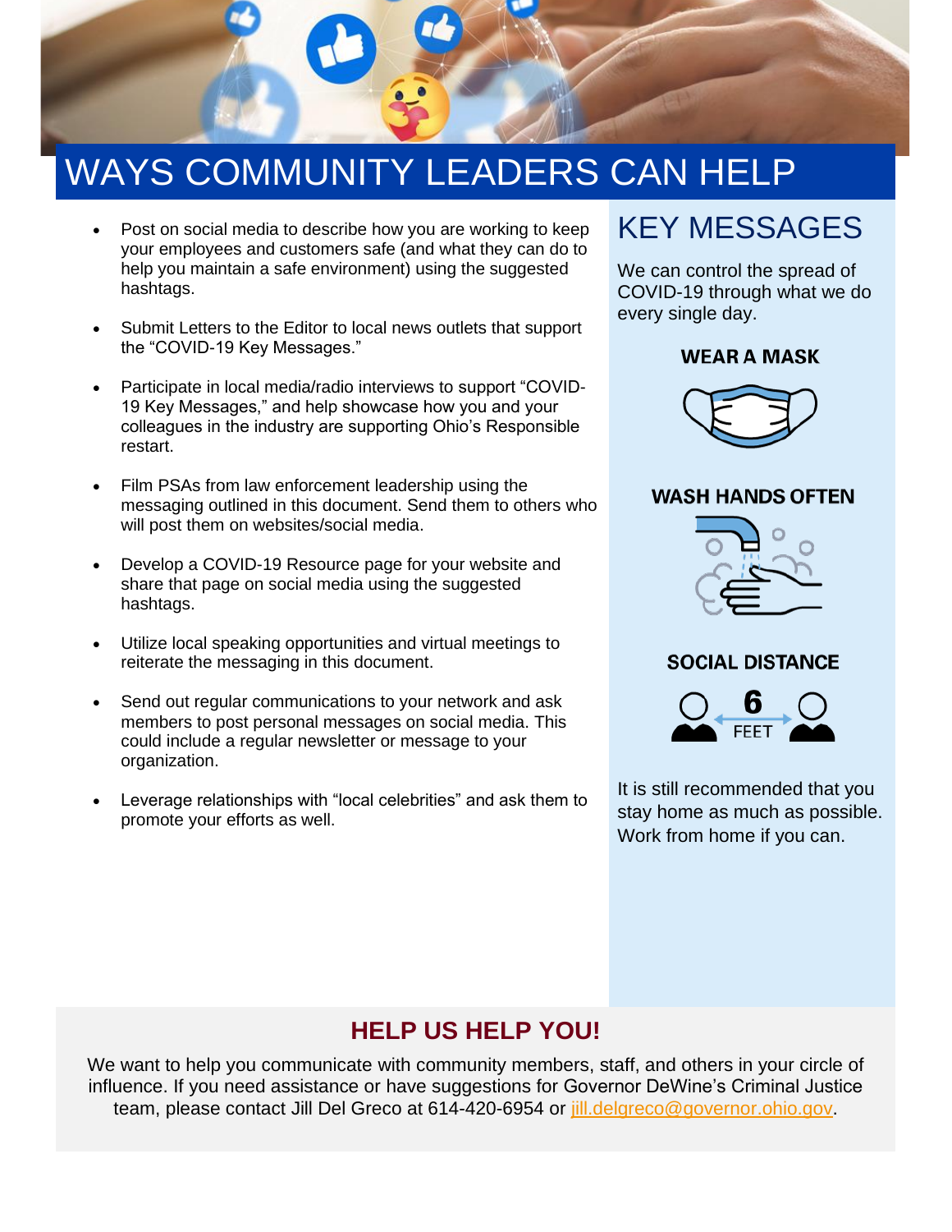# WAYS COMMUNITY LEADERS CAN HELP

- Post on social media to describe how you are working to keep your employees and customers safe (and what they can do to help you maintain a safe environment) using the suggested hashtags.
- Submit Letters to the Editor to local news outlets that support the "COVID-19 Key Messages."
- Participate in local media/radio interviews to support "COVID-19 Key Messages," and help showcase how you and your colleagues in the industry are supporting Ohio's Responsible restart.
- Film PSAs from law enforcement leadership using the messaging outlined in this document. Send them to others who will post them on websites/social media.
- Develop a COVID-19 Resource page for your website and share that page on social media using the suggested hashtags.
- Utilize local speaking opportunities and virtual meetings to reiterate the messaging in this document.
- Send out regular communications to your network and ask members to post personal messages on social media. This could include a regular newsletter or message to your organization.
- Leverage relationships with "local celebrities" and ask them to promote your efforts as well.

## KEY MESSAGES

We can control the spread of COVID-19 through what we do every single day.

**WEAR A MASK**

**WASH HANDS OFTEN**

**SOCIAL DISTANCE**

6 FEET

It is still recommended that you stay home as much as possible. Work from home if you can.

## HELP US HELP YOU!

We want to help you communicate with community members, staff, and others in your circle of influence. If you need assistance or have suggestions for Governor DeWine's Criminal Justice team, please contact Jill Del Greco at 614-420-6954 or jill.delgreco@governor.ohio.gov.